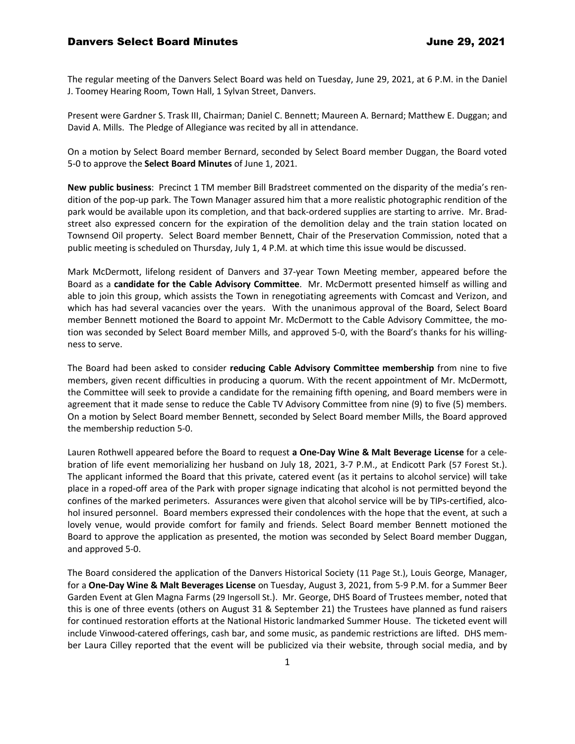# Danvers Select Board Minutes June 29, 2021

The regular meeting of the Danvers Select Board was held on Tuesday, June 29, 2021, at 6 P.M. in the Daniel J. Toomey Hearing Room, Town Hall, 1 Sylvan Street, Danvers.

Present were Gardner S. Trask III, Chairman; Daniel C. Bennett; Maureen A. Bernard; Matthew E. Duggan; and David A. Mills. The Pledge of Allegiance was recited by all in attendance.

On a motion by Select Board member Bernard, seconded by Select Board member Duggan, the Board voted 5-0 to approve the **Select Board Minutes** of June 1, 2021.

**New public business**: Precinct 1 TM member Bill Bradstreet commented on the disparity of the media's rendition of the pop-up park. The Town Manager assured him that a more realistic photographic rendition of the park would be available upon its completion, and that back-ordered supplies are starting to arrive. Mr. Bradstreet also expressed concern for the expiration of the demolition delay and the train station located on Townsend Oil property. Select Board member Bennett, Chair of the Preservation Commission, noted that a public meeting is scheduled on Thursday, July 1, 4 P.M. at which time this issue would be discussed.

Mark McDermott, lifelong resident of Danvers and 37-year Town Meeting member, appeared before the Board as a **candidate for the Cable Advisory Committee**. Mr. McDermott presented himself as willing and able to join this group, which assists the Town in renegotiating agreements with Comcast and Verizon, and which has had several vacancies over the years. With the unanimous approval of the Board, Select Board member Bennett motioned the Board to appoint Mr. McDermott to the Cable Advisory Committee, the motion was seconded by Select Board member Mills, and approved 5-0, with the Board's thanks for his willingness to serve.

The Board had been asked to consider **reducing Cable Advisory Committee membership** from nine to five members, given recent difficulties in producing a quorum. With the recent appointment of Mr. McDermott, the Committee will seek to provide a candidate for the remaining fifth opening, and Board members were in agreement that it made sense to reduce the Cable TV Advisory Committee from nine (9) to five (5) members. On a motion by Select Board member Bennett, seconded by Select Board member Mills, the Board approved the membership reduction 5-0.

Lauren Rothwell appeared before the Board to request **a One-Day Wine & Malt Beverage License** for a celebration of life event memorializing her husband on July 18, 2021, 3-7 P.M., at Endicott Park (57 Forest St.). The applicant informed the Board that this private, catered event (as it pertains to alcohol service) will take place in a roped-off area of the Park with proper signage indicating that alcohol is not permitted beyond the confines of the marked perimeters. Assurances were given that alcohol service will be by TIPs-certified, alcohol insured personnel. Board members expressed their condolences with the hope that the event, at such a lovely venue, would provide comfort for family and friends. Select Board member Bennett motioned the Board to approve the application as presented, the motion was seconded by Select Board member Duggan, and approved 5-0.

The Board considered the application of the Danvers Historical Society (11 Page St.), Louis George, Manager, for a **One-Day Wine & Malt Beverages License** on Tuesday, August 3, 2021, from 5-9 P.M. for a Summer Beer Garden Event at Glen Magna Farms (29 Ingersoll St.). Mr. George, DHS Board of Trustees member, noted that this is one of three events (others on August 31 & September 21) the Trustees have planned as fund raisers for continued restoration efforts at the National Historic landmarked Summer House. The ticketed event will include Vinwood-catered offerings, cash bar, and some music, as pandemic restrictions are lifted. DHS member Laura Cilley reported that the event will be publicized via their website, through social media, and by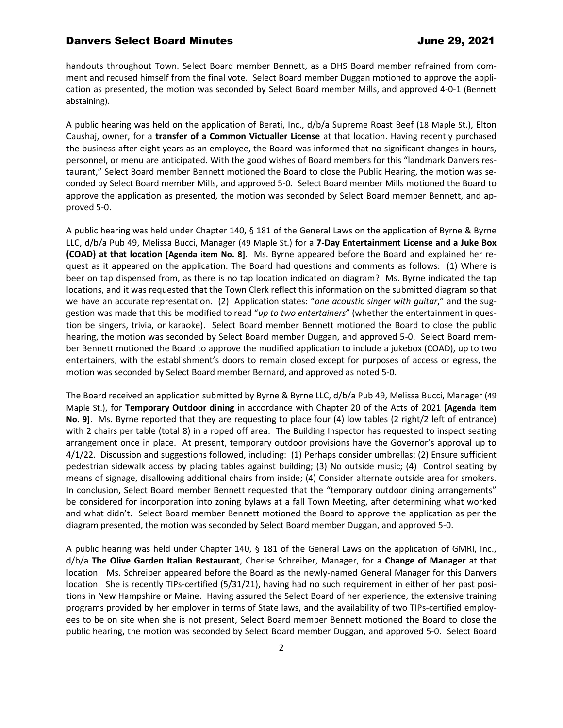handouts throughout Town. Select Board member Bennett, as a DHS Board member refrained from comment and recused himself from the final vote. Select Board member Duggan motioned to approve the application as presented, the motion was seconded by Select Board member Mills, and approved 4-0-1 (Bennett abstaining).

A public hearing was held on the application of Berati, Inc., d/b/a Supreme Roast Beef (18 Maple St.), Elton Caushaj, owner, for a **transfer of a Common Victualler License** at that location. Having recently purchased the business after eight years as an employee, the Board was informed that no significant changes in hours, personnel, or menu are anticipated. With the good wishes of Board members for this "landmark Danvers restaurant," Select Board member Bennett motioned the Board to close the Public Hearing, the motion was seconded by Select Board member Mills, and approved 5-0. Select Board member Mills motioned the Board to approve the application as presented, the motion was seconded by Select Board member Bennett, and approved 5-0.

A public hearing was held under Chapter 140, § 181 of the General Laws on the application of Byrne & Byrne LLC, d/b/a Pub 49, Melissa Bucci, Manager (49 Maple St.) for a **7-Day Entertainment License and a Juke Box (COAD) at that location [Agenda item No. 8]**. Ms. Byrne appeared before the Board and explained her request as it appeared on the application. The Board had questions and comments as follows: (1) Where is beer on tap dispensed from, as there is no tap location indicated on diagram? Ms. Byrne indicated the tap locations, and it was requested that the Town Clerk reflect this information on the submitted diagram so that we have an accurate representation. (2) Application states: "*one acoustic singer with guitar*," and the suggestion was made that this be modified to read "*up to two entertainers*" (whether the entertainment in question be singers, trivia, or karaoke). Select Board member Bennett motioned the Board to close the public hearing, the motion was seconded by Select Board member Duggan, and approved 5-0. Select Board member Bennett motioned the Board to approve the modified application to include a jukebox (COAD), up to two entertainers, with the establishment's doors to remain closed except for purposes of access or egress, the motion was seconded by Select Board member Bernard, and approved as noted 5-0.

The Board received an application submitted by Byrne & Byrne LLC, d/b/a Pub 49, Melissa Bucci, Manager (49 Maple St.), for **Temporary Outdoor dining** in accordance with Chapter 20 of the Acts of 2021 **[Agenda item No. 9]**. Ms. Byrne reported that they are requesting to place four (4) low tables (2 right/2 left of entrance) with 2 chairs per table (total 8) in a roped off area. The Building Inspector has requested to inspect seating arrangement once in place. At present, temporary outdoor provisions have the Governor's approval up to 4/1/22. Discussion and suggestions followed, including: (1) Perhaps consider umbrellas; (2) Ensure sufficient pedestrian sidewalk access by placing tables against building; (3) No outside music; (4) Control seating by means of signage, disallowing additional chairs from inside; (4) Consider alternate outside area for smokers. In conclusion, Select Board member Bennett requested that the "temporary outdoor dining arrangements" be considered for incorporation into zoning bylaws at a fall Town Meeting, after determining what worked and what didn't. Select Board member Bennett motioned the Board to approve the application as per the diagram presented, the motion was seconded by Select Board member Duggan, and approved 5-0.

A public hearing was held under Chapter 140, § 181 of the General Laws on the application of GMRI, Inc., d/b/a **The Olive Garden Italian Restaurant**, Cherise Schreiber, Manager, for a **Change of Manager** at that location. Ms. Schreiber appeared before the Board as the newly-named General Manager for this Danvers location. She is recently TIPs-certified (5/31/21), having had no such requirement in either of her past positions in New Hampshire or Maine. Having assured the Select Board of her experience, the extensive training programs provided by her employer in terms of State laws, and the availability of two TIPs-certified employees to be on site when she is not present, Select Board member Bennett motioned the Board to close the public hearing, the motion was seconded by Select Board member Duggan, and approved 5-0. Select Board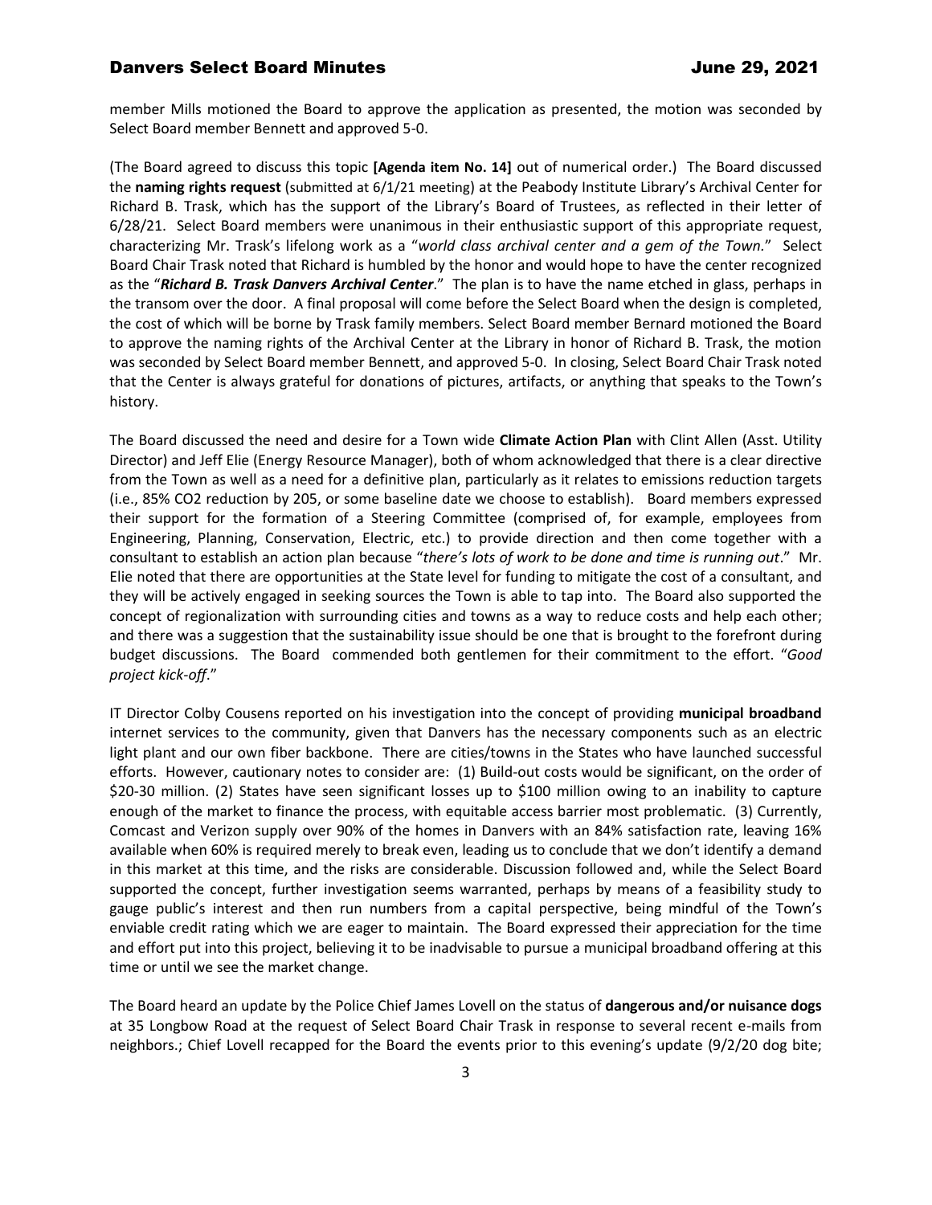member Mills motioned the Board to approve the application as presented, the motion was seconded by Select Board member Bennett and approved 5-0.

(The Board agreed to discuss this topic **[Agenda item No. 14]** out of numerical order.) The Board discussed the **naming rights request** (submitted at 6/1/21 meeting) at the Peabody Institute Library's Archival Center for Richard B. Trask, which has the support of the Library's Board of Trustees, as reflected in their letter of 6/28/21. Select Board members were unanimous in their enthusiastic support of this appropriate request, characterizing Mr. Trask's lifelong work as a "*world class archival center and a gem of the Town.*" Select Board Chair Trask noted that Richard is humbled by the honor and would hope to have the center recognized as the "***Richard B. Trask Danvers Archival Center***." The plan is to have the name etched in glass, perhaps in the transom over the door. A final proposal will come before the Select Board when the design is completed, the cost of which will be borne by Trask family members. Select Board member Bernard motioned the Board to approve the naming rights of the Archival Center at the Library in honor of Richard B. Trask, the motion was seconded by Select Board member Bennett, and approved 5-0. In closing, Select Board Chair Trask noted that the Center is always grateful for donations of pictures, artifacts, or anything that speaks to the Town's history.

The Board discussed the need and desire for a Town wide **Climate Action Plan** with Clint Allen (Asst. Utility Director) and Jeff Elie (Energy Resource Manager), both of whom acknowledged that there is a clear directive from the Town as well as a need for a definitive plan, particularly as it relates to emissions reduction targets (i.e., 85% CO2 reduction by 205, or some baseline date we choose to establish). Board members expressed their support for the formation of a Steering Committee (comprised of, for example, employees from Engineering, Planning, Conservation, Electric, etc.) to provide direction and then come together with a consultant to establish an action plan because "*there's lots of work to be done and time is running out*." Mr. Elie noted that there are opportunities at the State level for funding to mitigate the cost of a consultant, and they will be actively engaged in seeking sources the Town is able to tap into. The Board also supported the concept of regionalization with surrounding cities and towns as a way to reduce costs and help each other; and there was a suggestion that the sustainability issue should be one that is brought to the forefront during budget discussions. The Board commended both gentlemen for their commitment to the effort. "*Good project kick-off*."

IT Director Colby Cousens reported on his investigation into the concept of providing **municipal broadband** internet services to the community, given that Danvers has the necessary components such as an electric light plant and our own fiber backbone. There are cities/towns in the States who have launched successful efforts. However, cautionary notes to consider are: (1) Build-out costs would be significant, on the order of $20-30 million. (2) States have seen significant losses up to $100 million owing to an inability to capture enough of the market to finance the process, with equitable access barrier most problematic. (3) Currently, Comcast and Verizon supply over 90% of the homes in Danvers with an 84% satisfaction rate, leaving 16% available when 60% is required merely to break even, leading us to conclude that we don't identify a demand in this market at this time, and the risks are considerable. Discussion followed and, while the Select Board supported the concept, further investigation seems warranted, perhaps by means of a feasibility study to gauge public's interest and then run numbers from a capital perspective, being mindful of the Town's enviable credit rating which we are eager to maintain. The Board expressed their appreciation for the time and effort put into this project, believing it to be inadvisable to pursue a municipal broadband offering at this time or until we see the market change.

The Board heard an update by the Police Chief James Lovell on the status of **dangerous and/or nuisance dogs** at 35 Longbow Road at the request of Select Board Chair Trask in response to several recent e-mails from neighbors.; Chief Lovell recapped for the Board the events prior to this evening's update (9/2/20 dog bite;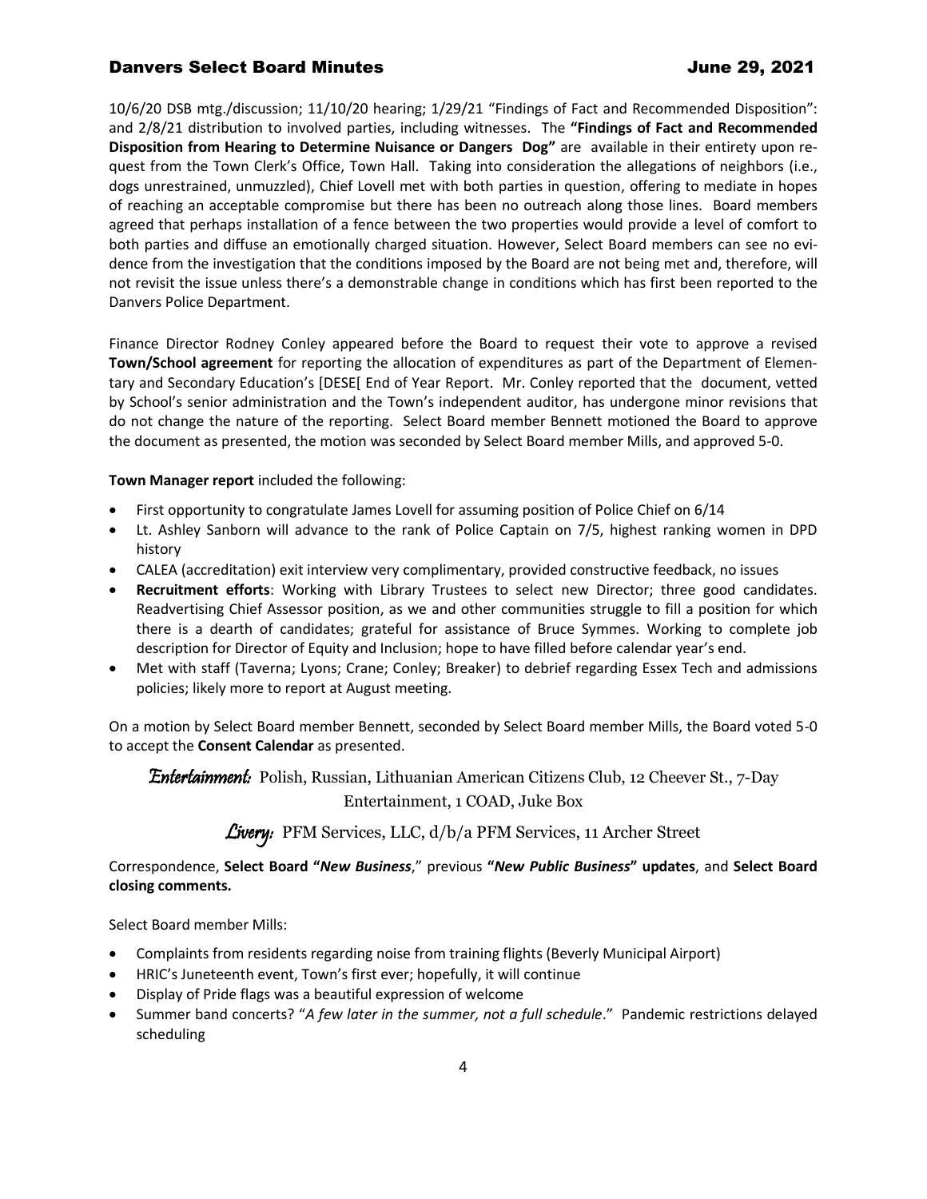10/6/20 DSB mtg./discussion; 11/10/20 hearing; 1/29/21 "Findings of Fact and Recommended Disposition": and 2/8/21 distribution to involved parties, including witnesses. The **"Findings of Fact and Recommended Disposition from Hearing to Determine Nuisance or Dangers Dog"** are available in their entirety upon request from the Town Clerk's Office, Town Hall. Taking into consideration the allegations of neighbors (i.e., dogs unrestrained, unmuzzled), Chief Lovell met with both parties in question, offering to mediate in hopes of reaching an acceptable compromise but there has been no outreach along those lines. Board members agreed that perhaps installation of a fence between the two properties would provide a level of comfort to both parties and diffuse an emotionally charged situation. However, Select Board members can see no evidence from the investigation that the conditions imposed by the Board are not being met and, therefore, will not revisit the issue unless there's a demonstrable change in conditions which has first been reported to the Danvers Police Department.

Finance Director Rodney Conley appeared before the Board to request their vote to approve a revised **Town/School agreement** for reporting the allocation of expenditures as part of the Department of Elementary and Secondary Education's [DESE[ End of Year Report. Mr. Conley reported that the document, vetted by School's senior administration and the Town's independent auditor, has undergone minor revisions that do not change the nature of the reporting. Select Board member Bennett motioned the Board to approve the document as presented, the motion was seconded by Select Board member Mills, and approved 5-0.

**Town Manager report** included the following:

- First opportunity to congratulate James Lovell for assuming position of Police Chief on 6/14
- Lt. Ashley Sanborn will advance to the rank of Police Captain on 7/5, highest ranking women in DPD history
- CALEA (accreditation) exit interview very complimentary, provided constructive feedback, no issues
- **Recruitment efforts**: Working with Library Trustees to select new Director; three good candidates. Readvertising Chief Assessor position, as we and other communities struggle to fill a position for which there is a dearth of candidates; grateful for assistance of Bruce Symmes. Working to complete job description for Director of Equity and Inclusion; hope to have filled before calendar year's end.
- Met with staff (Taverna; Lyons; Crane; Conley; Breaker) to debrief regarding Essex Tech and admissions policies; likely more to report at August meeting.

On a motion by Select Board member Bennett, seconded by Select Board member Mills, the Board voted 5-0 to accept the **Consent Calendar** as presented.

*Entertainment:* Polish, Russian, Lithuanian American Citizens Club, 12 Cheever St., 7-Day Entertainment, 1 COAD, Juke Box

*Livery:* PFM Services, LLC, d/b/a PFM Services, 11 Archer Street

Correspondence, **Select Board "*New Business*,"** previous **"*New Public Business*" updates**, and **Select Board closing comments.**

Select Board member Mills:

- Complaints from residents regarding noise from training flights (Beverly Municipal Airport)
- HRIC's Juneteenth event, Town's first ever; hopefully, it will continue
- Display of Pride flags was a beautiful expression of welcome
- Summer band concerts? "*A few later in the summer, not a full schedule*." Pandemic restrictions delayed scheduling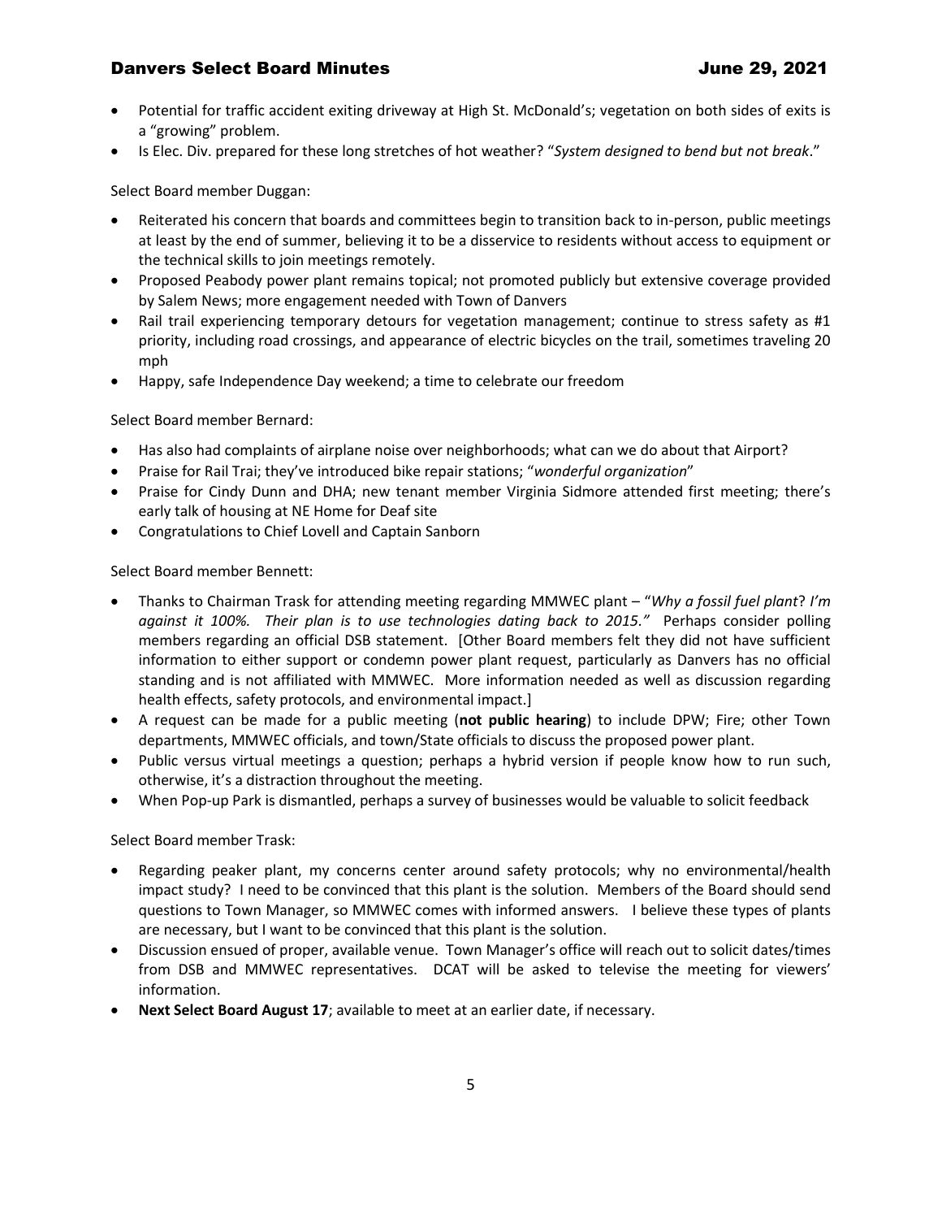- Potential for traffic accident exiting driveway at High St. McDonald's; vegetation on both sides of exits is a "growing" problem.
- Is Elec. Div. prepared for these long stretches of hot weather? "*System designed to bend but not break*."

Select Board member Duggan:

- Reiterated his concern that boards and committees begin to transition back to in-person, public meetings at least by the end of summer, believing it to be a disservice to residents without access to equipment or the technical skills to join meetings remotely.
- Proposed Peabody power plant remains topical; not promoted publicly but extensive coverage provided by Salem News; more engagement needed with Town of Danvers
- Rail trail experiencing temporary detours for vegetation management; continue to stress safety as #1 priority, including road crossings, and appearance of electric bicycles on the trail, sometimes traveling 20 mph
- Happy, safe Independence Day weekend; a time to celebrate our freedom

Select Board member Bernard:

- Has also had complaints of airplane noise over neighborhoods; what can we do about that Airport?
- Praise for Rail Trai; they've introduced bike repair stations; "*wonderful organization*"
- Praise for Cindy Dunn and DHA; new tenant member Virginia Sidmore attended first meeting; there's early talk of housing at NE Home for Deaf site
- Congratulations to Chief Lovell and Captain Sanborn

Select Board member Bennett:

- Thanks to Chairman Trask for attending meeting regarding MMWEC plant – "*Why a fossil fuel plant? I'm against it 100%. Their plan is to use technologies dating back to 2015."* Perhaps consider polling members regarding an official DSB statement. [Other Board members felt they did not have sufficient information to either support or condemn power plant request, particularly as Danvers has no official standing and is not affiliated with MMWEC. More information needed as well as discussion regarding health effects, safety protocols, and environmental impact.]
- A request can be made for a public meeting (**not public hearing**) to include DPW; Fire; other Town departments, MMWEC officials, and town/State officials to discuss the proposed power plant.
- Public versus virtual meetings a question; perhaps a hybrid version if people know how to run such, otherwise, it's a distraction throughout the meeting.
- When Pop-up Park is dismantled, perhaps a survey of businesses would be valuable to solicit feedback

Select Board member Trask:

- Regarding peaker plant, my concerns center around safety protocols; why no environmental/health impact study? I need to be convinced that this plant is the solution. Members of the Board should send questions to Town Manager, so MMWEC comes with informed answers. I believe these types of plants are necessary, but I want to be convinced that this plant is the solution.
- Discussion ensued of proper, available venue. Town Manager's office will reach out to solicit dates/times from DSB and MMWEC representatives. DCAT will be asked to televise the meeting for viewers' information.
- **Next Select Board August 17**; available to meet at an earlier date, if necessary.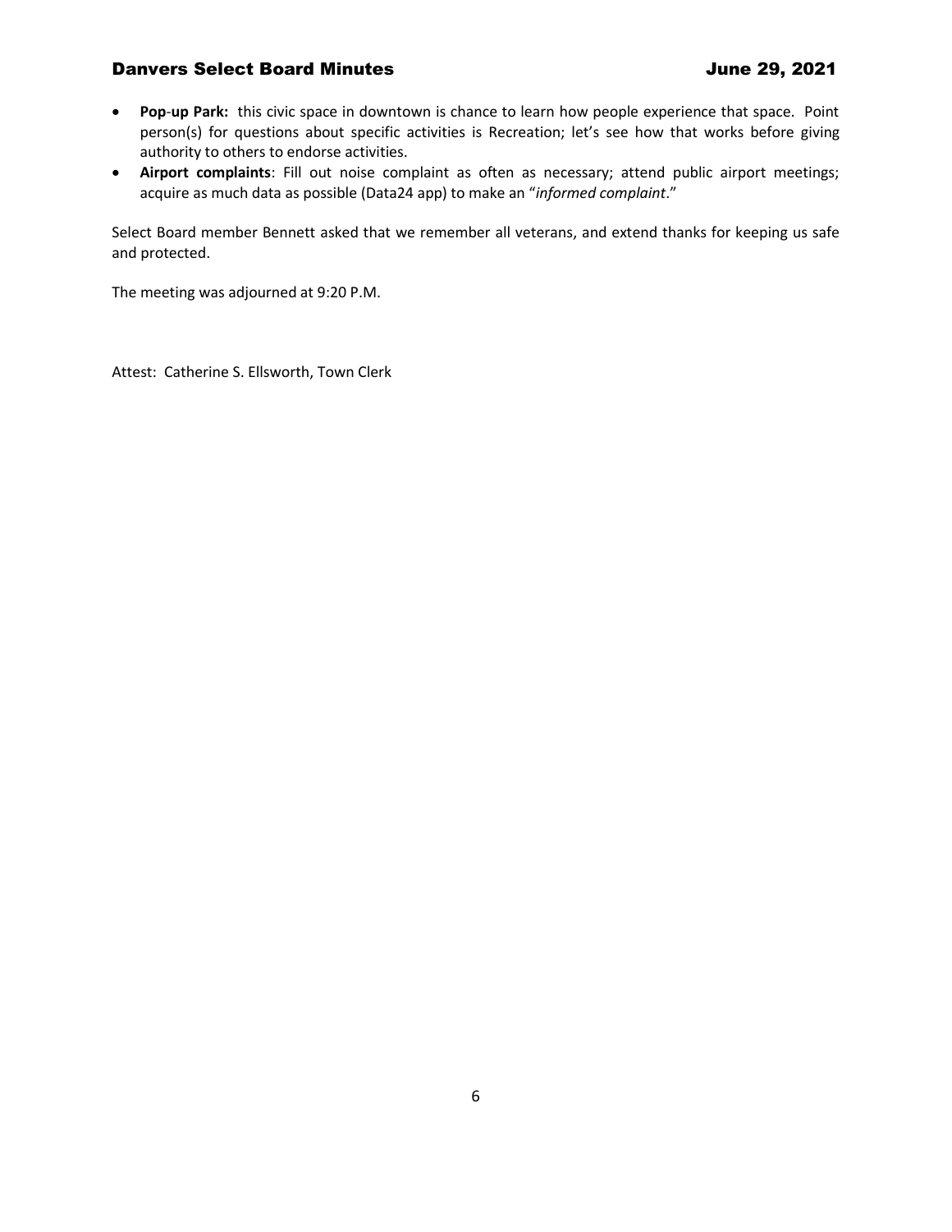- **Pop-up Park:** this civic space in downtown is chance to learn how people experience that space. Point person(s) for questions about specific activities is Recreation; let's see how that works before giving authority to others to endorse activities.
- **Airport complaints**: Fill out noise complaint as often as necessary; attend public airport meetings; acquire as much data as possible (Data24 app) to make an "*informed complaint*."

Select Board member Bennett asked that we remember all veterans, and extend thanks for keeping us safe and protected.

The meeting was adjourned at 9:20 P.M.

Attest: Catherine S. Ellsworth, Town Clerk